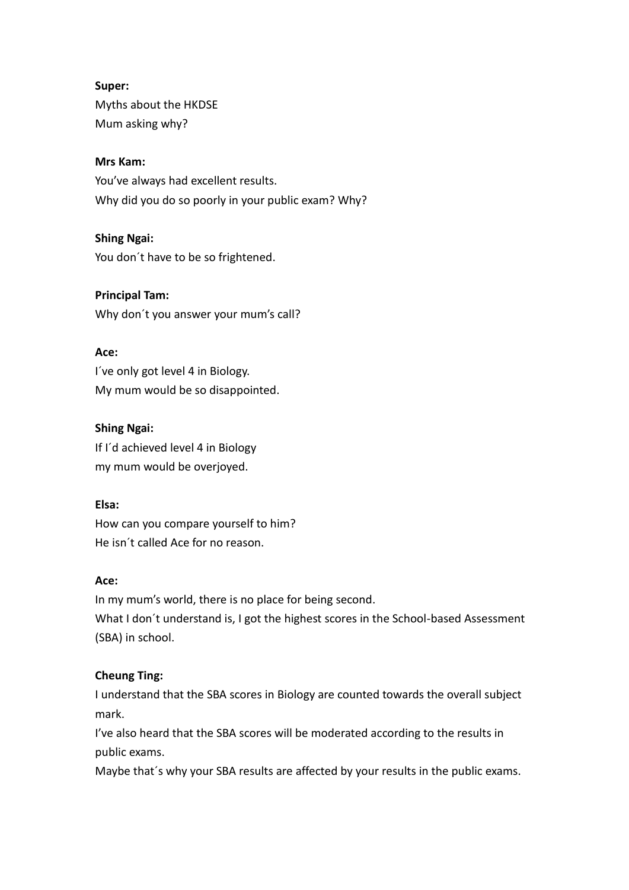**Super:**
Myths about the HKDSE
Mum asking why?

**Mrs Kam:**
You've always had excellent results.
Why did you do so poorly in your public exam? Why?

**Shing Ngai:**
You don´t have to be so frightened.

**Principal Tam:**
Why don´t you answer your mum's call?

**Ace:**
I´ve only got level 4 in Biology.
My mum would be so disappointed.

**Shing Ngai:**
If I´d achieved level 4 in Biology
my mum would be overjoyed.

**Elsa:**
How can you compare yourself to him?
He isn´t called Ace for no reason.

**Ace:**
In my mum's world, there is no place for being second.
What I don´t understand is, I got the highest scores in the School-based Assessment (SBA) in school.

**Cheung Ting:**
I understand that the SBA scores in Biology are counted towards the overall subject mark.
I've also heard that the SBA scores will be moderated according to the results in public exams.
Maybe that´s why your SBA results are affected by your results in the public exams.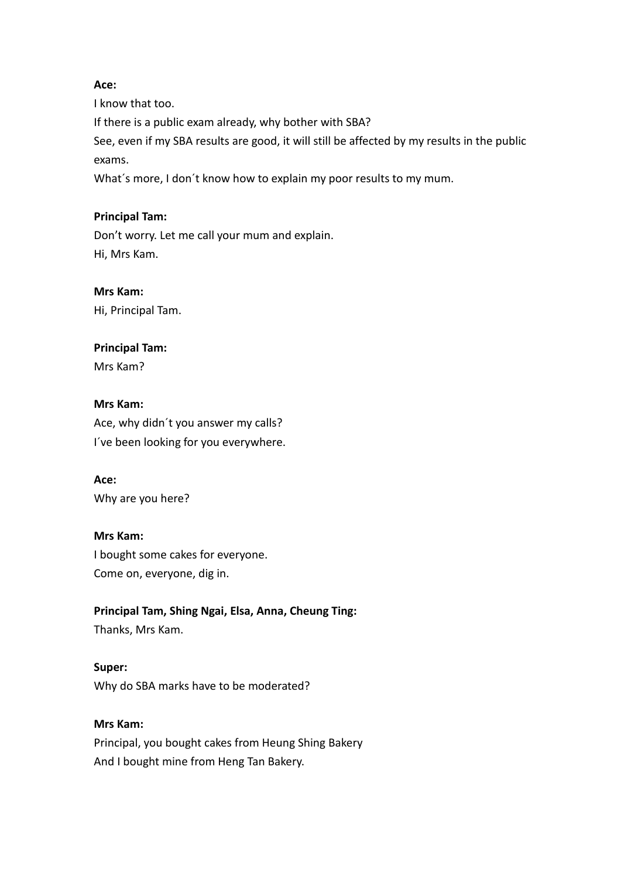**Ace:**

I know that too.
If there is a public exam already, why bother with SBA?
See, even if my SBA results are good, it will still be affected by my results in the public exams.
What´s more, I don´t know how to explain my poor results to my mum.

**Principal Tam:**

Don't worry. Let me call your mum and explain.
Hi, Mrs Kam.

**Mrs Kam:**

Hi, Principal Tam.

**Principal Tam:**

Mrs Kam?

**Mrs Kam:**

Ace, why didn´t you answer my calls?
I´ve been looking for you everywhere.

**Ace:**

Why are you here?

**Mrs Kam:**

I bought some cakes for everyone.
Come on, everyone, dig in.

**Principal Tam, Shing Ngai, Elsa, Anna, Cheung Ting:**

Thanks, Mrs Kam.

**Super:**

Why do SBA marks have to be moderated?

**Mrs Kam:**

Principal, you bought cakes from Heung Shing Bakery
And I bought mine from Heng Tan Bakery.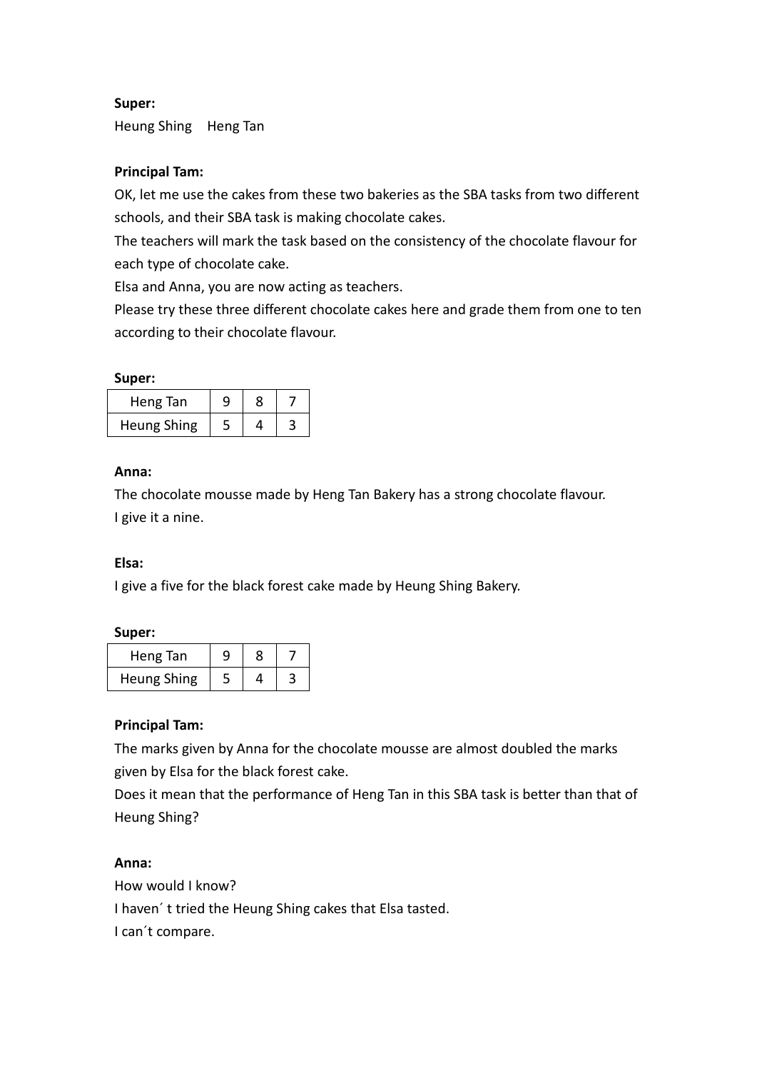**Super:**

Heung Shing    Heng Tan

**Principal Tam:**

OK, let me use the cakes from these two bakeries as the SBA tasks from two different schools, and their SBA task is making chocolate cakes.

The teachers will mark the task based on the consistency of the chocolate flavour for each type of chocolate cake.

Elsa and Anna, you are now acting as teachers.

Please try these three different chocolate cakes here and grade them from one to ten according to their chocolate flavour.

**Super:**

| Heng Tan | 9 | 8 | 7 |
|---|---|---|---|
| Heung Shing | 5 | 4 | 3 |

**Anna:**

The chocolate mousse made by Heng Tan Bakery has a strong chocolate flavour.

I give it a nine.

**Elsa:**

I give a five for the black forest cake made by Heung Shing Bakery.

**Super:**

| Heng Tan | 9 | 8 | 7 |
|---|---|---|---|
| Heung Shing | 5 | 4 | 3 |

**Principal Tam:**

The marks given by Anna for the chocolate mousse are almost doubled the marks given by Elsa for the black forest cake.

Does it mean that the performance of Heng Tan in this SBA task is better than that of Heung Shing?

**Anna:**

How would I know?

I haven´t tried the Heung Shing cakes that Elsa tasted.

I can´t compare.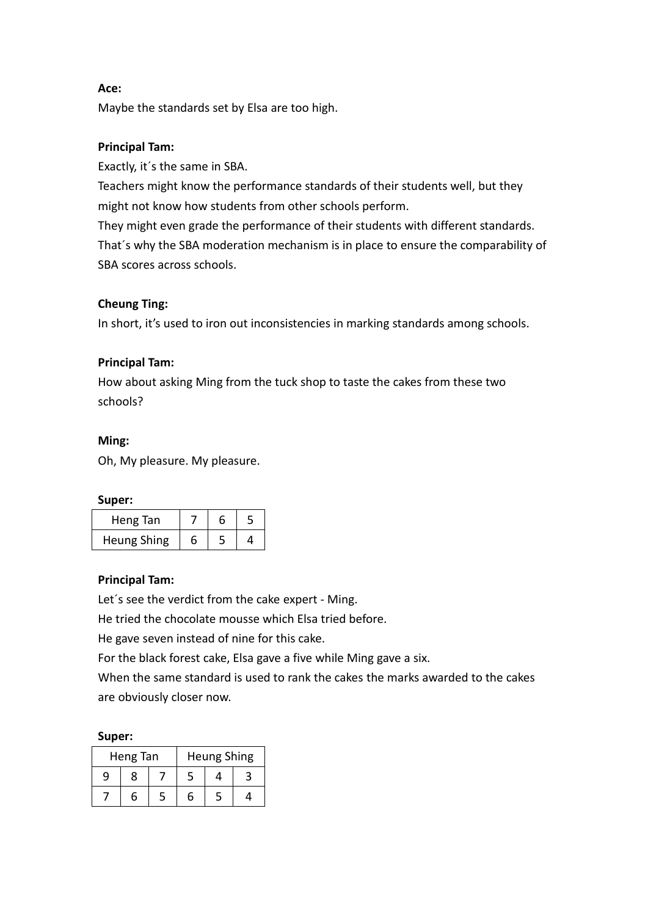**Ace:**

Maybe the standards set by Elsa are too high.

**Principal Tam:**

Exactly, it´s the same in SBA.

Teachers might know the performance standards of their students well, but they might not know how students from other schools perform.

They might even grade the performance of their students with different standards.

That´s why the SBA moderation mechanism is in place to ensure the comparability of SBA scores across schools.

**Cheung Ting:**

In short, it's used to iron out inconsistencies in marking standards among schools.

**Principal Tam:**

How about asking Ming from the tuck shop to taste the cakes from these two schools?

**Ming:**

Oh, My pleasure. My pleasure.

**Super:**

| Heng Tan | 7 | 6 | 5 |
|---|---|---|---|
| Heung Shing | 6 | 5 | 4 |

**Principal Tam:**

Let´s see the verdict from the cake expert - Ming.

He tried the chocolate mousse which Elsa tried before.

He gave seven instead of nine for this cake.

For the black forest cake, Elsa gave a five while Ming gave a six.

When the same standard is used to rank the cakes the marks awarded to the cakes are obviously closer now.

**Super:**

| Heng Tan | | | Heung Shing | | |
|---|---|---|---|---|---|
| 9 | 8 | 7 | 5 | 4 | 3 |
| 7 | 6 | 5 | 6 | 5 | 4 |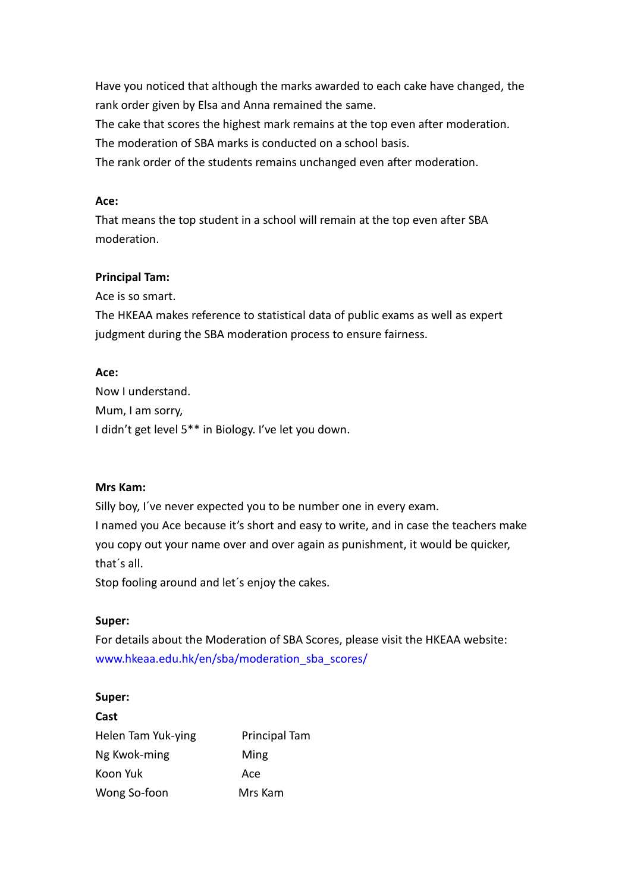Have you noticed that although the marks awarded to each cake have changed, the rank order given by Elsa and Anna remained the same.
The cake that scores the highest mark remains at the top even after moderation.
The moderation of SBA marks is conducted on a school basis.
The rank order of the students remains unchanged even after moderation.

**Ace:**
That means the top student in a school will remain at the top even after SBA moderation.

**Principal Tam:**
Ace is so smart.
The HKEAA makes reference to statistical data of public exams as well as expert judgment during the SBA moderation process to ensure fairness.

**Ace:**
Now I understand.
Mum, I am sorry,
I didn't get level 5** in Biology. I've let you down.

**Mrs Kam:**
Silly boy, I´ve never expected you to be number one in every exam.
I named you Ace because it's short and easy to write, and in case the teachers make you copy out your name over and over again as punishment, it would be quicker, that´s all.
Stop fooling around and let´s enjoy the cakes.

**Super:**
For details about the Moderation of SBA Scores, please visit the HKEAA website:
www.hkeaa.edu.hk/en/sba/moderation_sba_scores/

**Super:**
**Cast**

| | |
|---|---|
| Helen Tam Yuk-ying | Principal Tam |
| Ng Kwok-ming | Ming |
| Koon Yuk | Ace |
| Wong So-foon | Mrs Kam |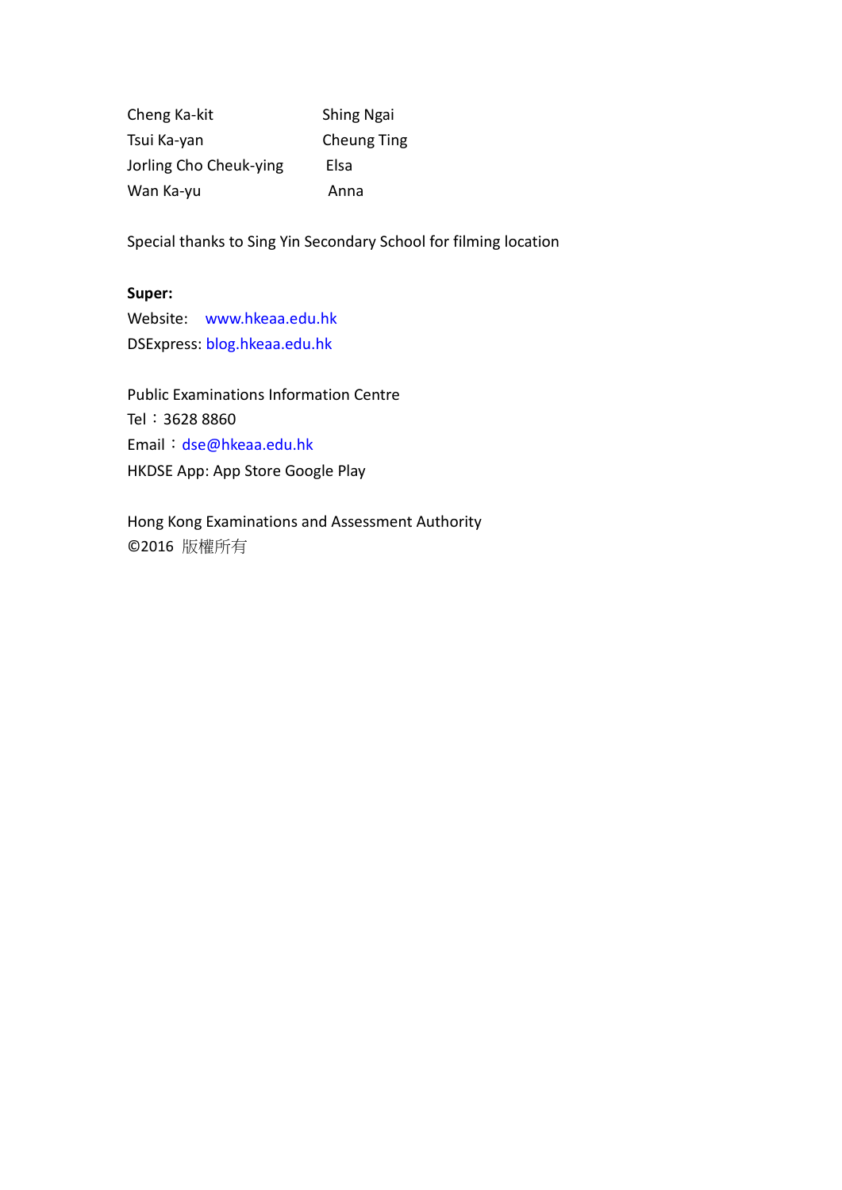| | |
|---|---|
| Cheng Ka-kit | Shing Ngai |
| Tsui Ka-yan | Cheung Ting |
| Jorling Cho Cheuk-ying | Elsa |
| Wan Ka-yu | Anna |

Special thanks to Sing Yin Secondary School for filming location

**Super:**

Website: www.hkeaa.edu.hk

DSExpress: blog.hkeaa.edu.hk

Public Examinations Information Centre

Tel：3628 8860

Email：dse@hkeaa.edu.hk

HKDSE App: App Store Google Play

Hong Kong Examinations and Assessment Authority

©2016 版權所有